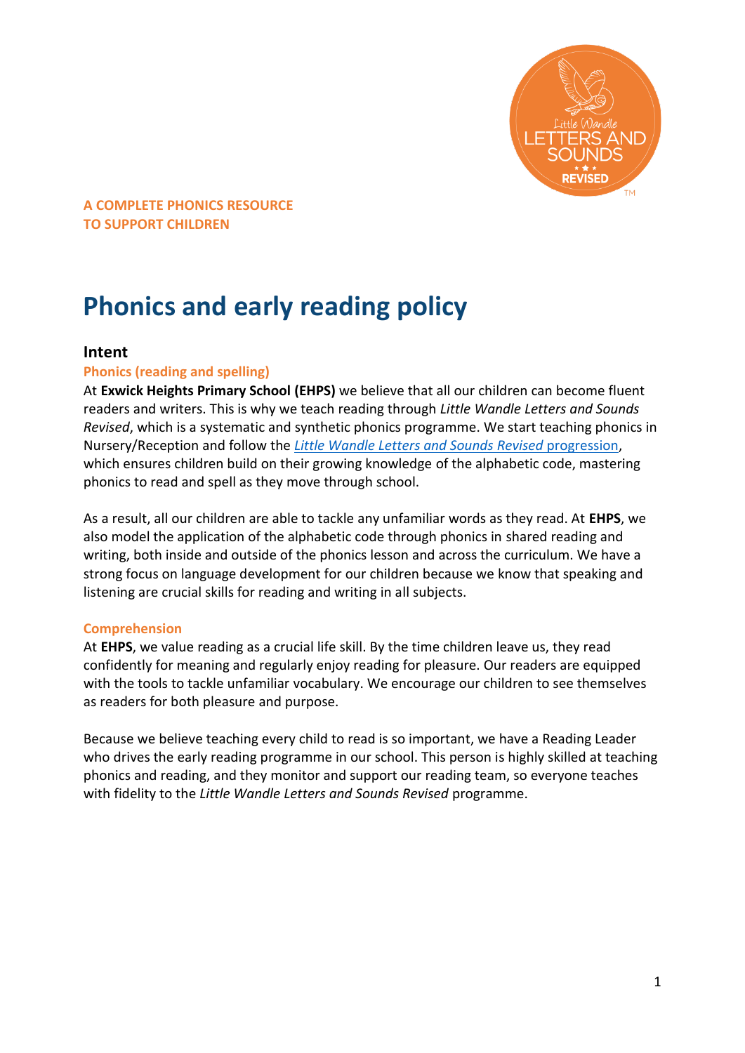**A COMPLETE PHONICS RESOURCE**
**TO SUPPORT CHILDREN**

# Phonics and early reading policy

## Intent

### Phonics (reading and spelling)

At **Exwick Heights Primary School (EHPS)** we believe that all our children can become fluent readers and writers. This is why we teach reading through *Little Wandle Letters and Sounds Revised*, which is a systematic and synthetic phonics programme. We start teaching phonics in Nursery/Reception and follow the *Little Wandle Letters and Sounds Revised* progression, which ensures children build on their growing knowledge of the alphabetic code, mastering phonics to read and spell as they move through school.

As a result, all our children are able to tackle any unfamiliar words as they read. At **EHPS**, we also model the application of the alphabetic code through phonics in shared reading and writing, both inside and outside of the phonics lesson and across the curriculum. We have a strong focus on language development for our children because we know that speaking and listening are crucial skills for reading and writing in all subjects.

### Comprehension

At **EHPS**, we value reading as a crucial life skill. By the time children leave us, they read confidently for meaning and regularly enjoy reading for pleasure. Our readers are equipped with the tools to tackle unfamiliar vocabulary. We encourage our children to see themselves as readers for both pleasure and purpose.

Because we believe teaching every child to read is so important, we have a Reading Leader who drives the early reading programme in our school. This person is highly skilled at teaching phonics and reading, and they monitor and support our reading team, so everyone teaches with fidelity to the *Little Wandle Letters and Sounds Revised* programme.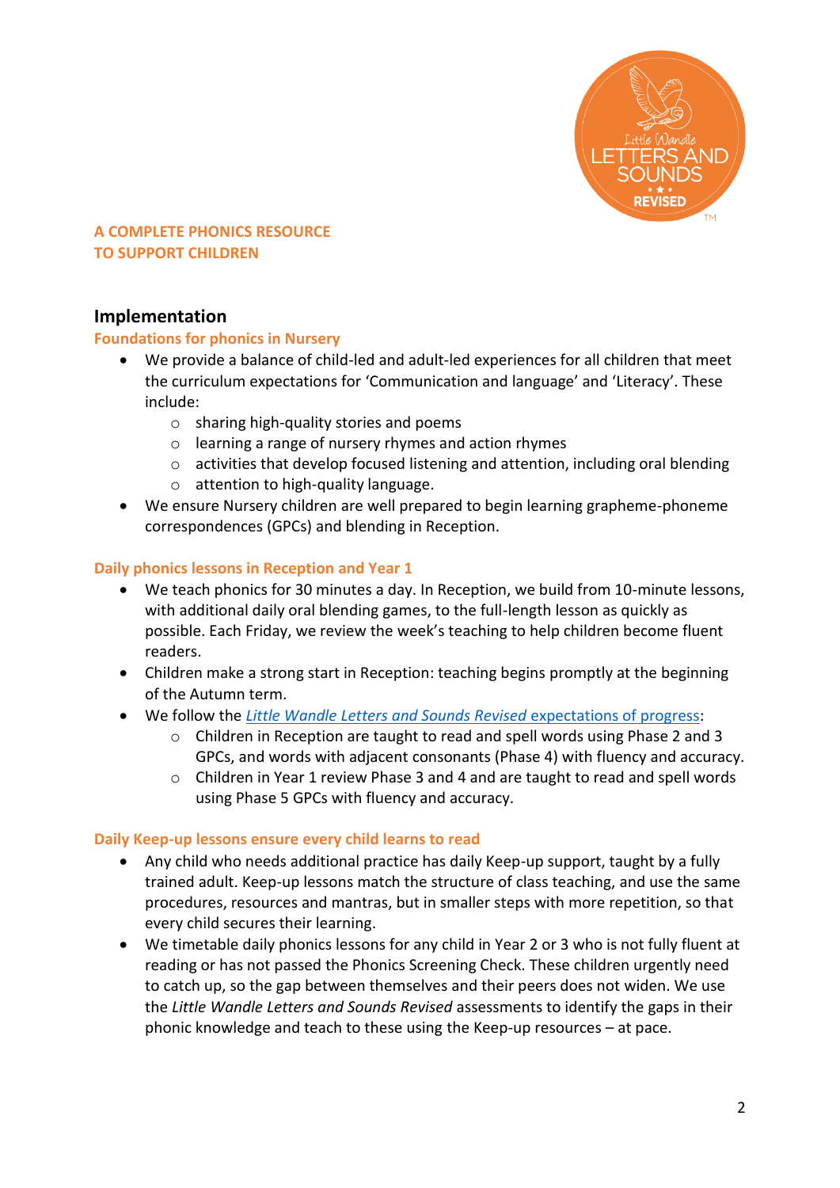**A COMPLETE PHONICS RESOURCE**
**TO SUPPORT CHILDREN**

## Implementation

### Foundations for phonics in Nursery

- We provide a balance of child-led and adult-led experiences for all children that meet the curriculum expectations for 'Communication and language' and 'Literacy'. These include:
  - sharing high-quality stories and poems
  - learning a range of nursery rhymes and action rhymes
  - activities that develop focused listening and attention, including oral blending
  - attention to high-quality language.
- We ensure Nursery children are well prepared to begin learning grapheme-phoneme correspondences (GPCs) and blending in Reception.

### Daily phonics lessons in Reception and Year 1

- We teach phonics for 30 minutes a day. In Reception, we build from 10-minute lessons, with additional daily oral blending games, to the full-length lesson as quickly as possible. Each Friday, we review the week's teaching to help children become fluent readers.
- Children make a strong start in Reception: teaching begins promptly at the beginning of the Autumn term.
- We follow the *Little Wandle Letters and Sounds Revised* expectations of progress:
  - Children in Reception are taught to read and spell words using Phase 2 and 3 GPCs, and words with adjacent consonants (Phase 4) with fluency and accuracy.
  - Children in Year 1 review Phase 3 and 4 and are taught to read and spell words using Phase 5 GPCs with fluency and accuracy.

### Daily Keep-up lessons ensure every child learns to read

- Any child who needs additional practice has daily Keep-up support, taught by a fully trained adult. Keep-up lessons match the structure of class teaching, and use the same procedures, resources and mantras, but in smaller steps with more repetition, so that every child secures their learning.
- We timetable daily phonics lessons for any child in Year 2 or 3 who is not fully fluent at reading or has not passed the Phonics Screening Check. These children urgently need to catch up, so the gap between themselves and their peers does not widen. We use the *Little Wandle Letters and Sounds Revised* assessments to identify the gaps in their phonic knowledge and teach to these using the Keep-up resources – at pace.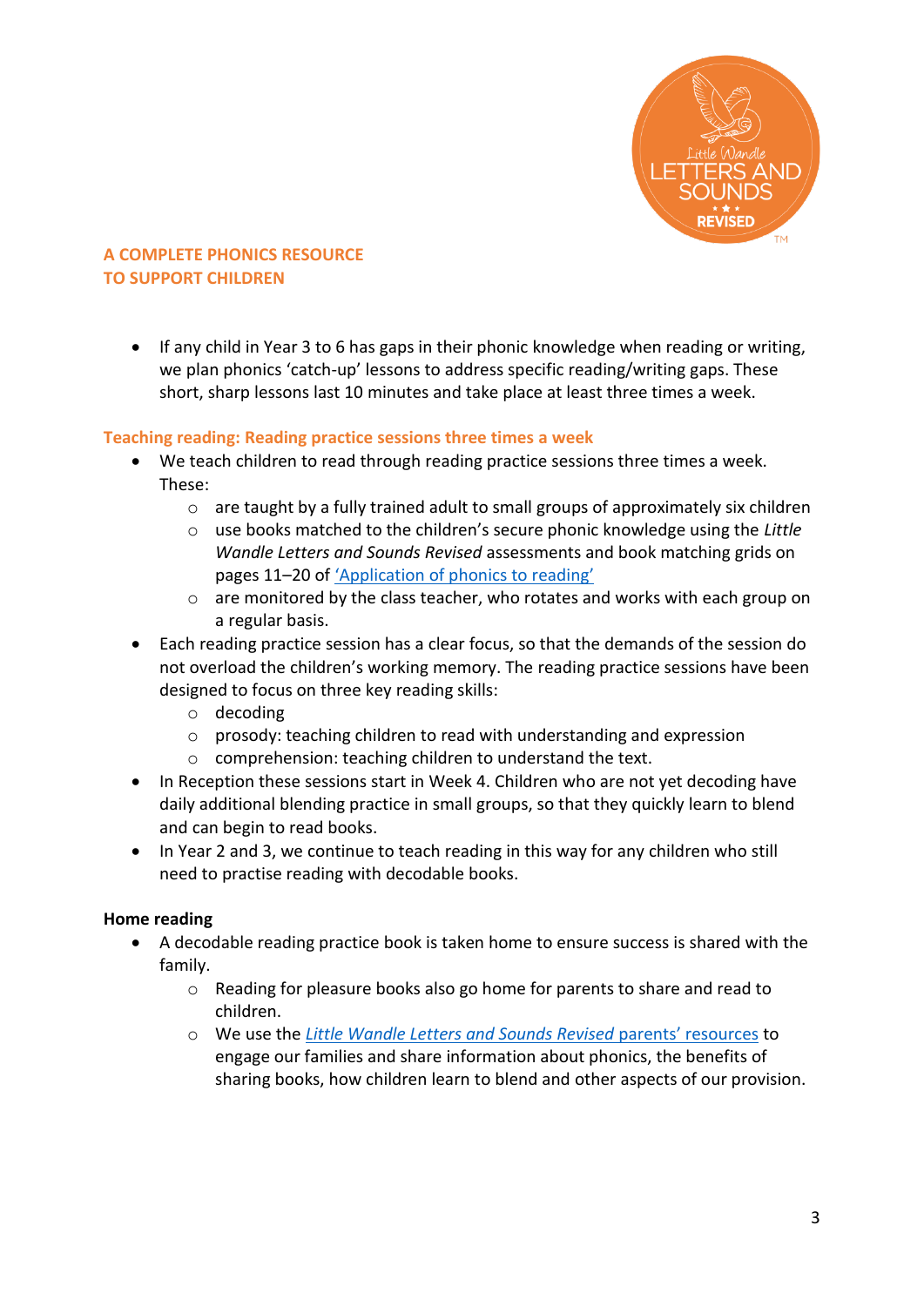**A COMPLETE PHONICS RESOURCE**
**TO SUPPORT CHILDREN**

- If any child in Year 3 to 6 has gaps in their phonic knowledge when reading or writing, we plan phonics 'catch-up' lessons to address specific reading/writing gaps. These short, sharp lessons last 10 minutes and take place at least three times a week.

### Teaching reading: Reading practice sessions three times a week

- We teach children to read through reading practice sessions three times a week. These:
    - are taught by a fully trained adult to small groups of approximately six children
    - use books matched to the children's secure phonic knowledge using the *Little Wandle Letters and Sounds Revised* assessments and book matching grids on pages 11–20 of 'Application of phonics to reading'
    - are monitored by the class teacher, who rotates and works with each group on a regular basis.
- Each reading practice session has a clear focus, so that the demands of the session do not overload the children's working memory. The reading practice sessions have been designed to focus on three key reading skills:
    - decoding
    - prosody: teaching children to read with understanding and expression
    - comprehension: teaching children to understand the text.
- In Reception these sessions start in Week 4. Children who are not yet decoding have daily additional blending practice in small groups, so that they quickly learn to blend and can begin to read books.
- In Year 2 and 3, we continue to teach reading in this way for any children who still need to practise reading with decodable books.

### Home reading

- A decodable reading practice book is taken home to ensure success is shared with the family.
    - Reading for pleasure books also go home for parents to share and read to children.
    - We use the *Little Wandle Letters and Sounds Revised* parents' resources to engage our families and share information about phonics, the benefits of sharing books, how children learn to blend and other aspects of our provision.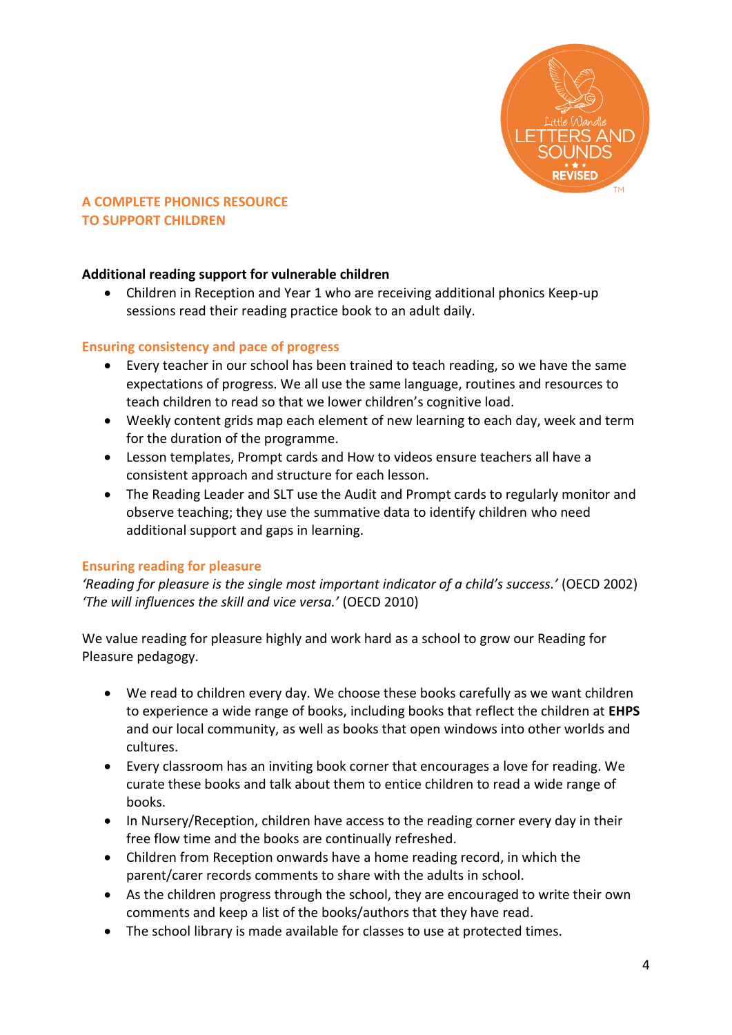**A COMPLETE PHONICS RESOURCE**
**TO SUPPORT CHILDREN**

**Additional reading support for vulnerable children**

- Children in Reception and Year 1 who are receiving additional phonics Keep-up sessions read their reading practice book to an adult daily.

## Ensuring consistency and pace of progress

- Every teacher in our school has been trained to teach reading, so we have the same expectations of progress. We all use the same language, routines and resources to teach children to read so that we lower children's cognitive load.
- Weekly content grids map each element of new learning to each day, week and term for the duration of the programme.
- Lesson templates, Prompt cards and How to videos ensure teachers all have a consistent approach and structure for each lesson.
- The Reading Leader and SLT use the Audit and Prompt cards to regularly monitor and observe teaching; they use the summative data to identify children who need additional support and gaps in learning.

## Ensuring reading for pleasure

*'Reading for pleasure is the single most important indicator of a child's success.'* (OECD 2002)
*'The will influences the skill and vice versa.'* (OECD 2010)

We value reading for pleasure highly and work hard as a school to grow our Reading for Pleasure pedagogy.

- We read to children every day. We choose these books carefully as we want children to experience a wide range of books, including books that reflect the children at **EHPS** and our local community, as well as books that open windows into other worlds and cultures.
- Every classroom has an inviting book corner that encourages a love for reading. We curate these books and talk about them to entice children to read a wide range of books.
- In Nursery/Reception, children have access to the reading corner every day in their free flow time and the books are continually refreshed.
- Children from Reception onwards have a home reading record, in which the parent/carer records comments to share with the adults in school.
- As the children progress through the school, they are encouraged to write their own comments and keep a list of the books/authors that they have read.
- The school library is made available for classes to use at protected times.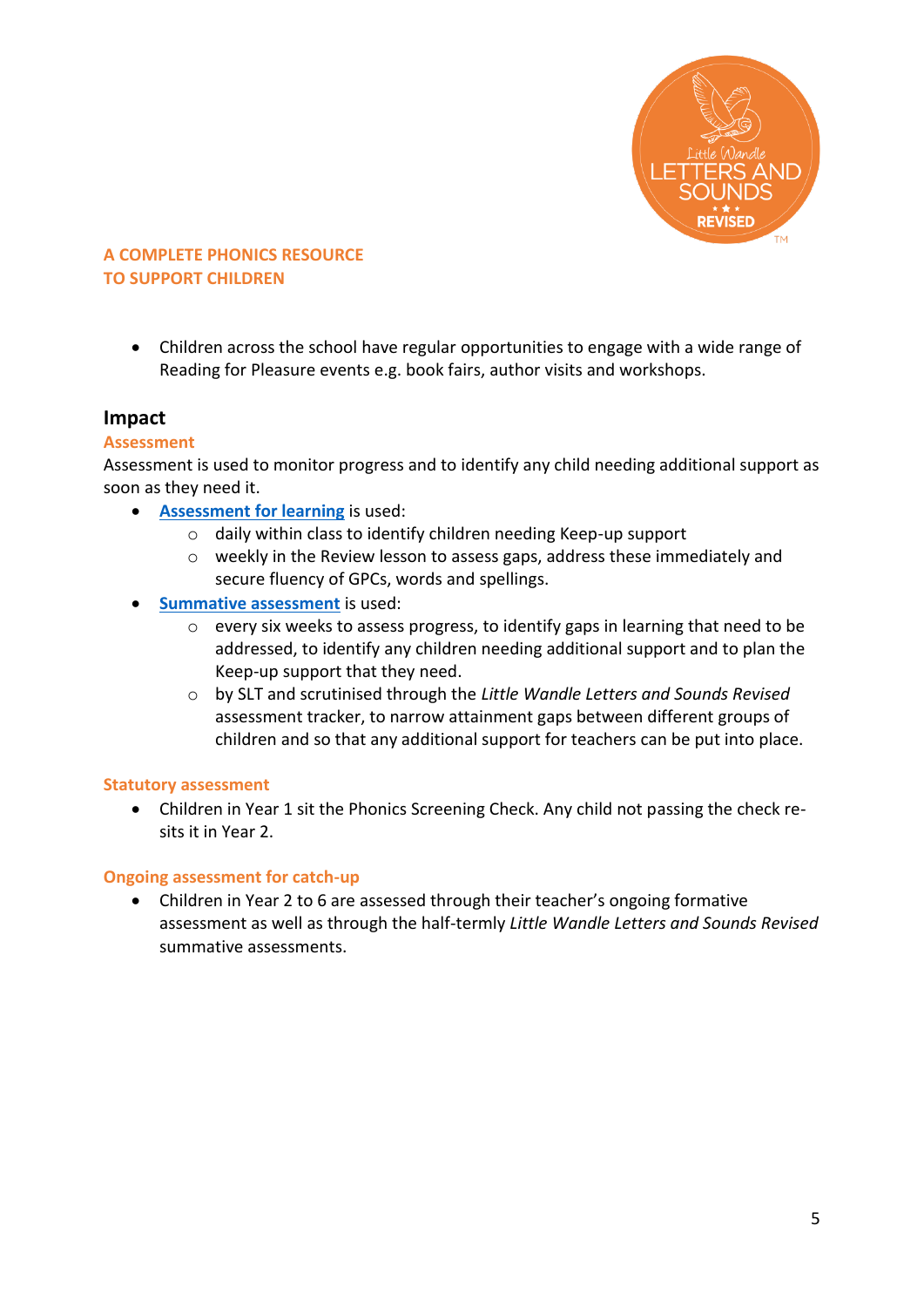A COMPLETE PHONICS RESOURCE
TO SUPPORT CHILDREN

- Children across the school have regular opportunities to engage with a wide range of Reading for Pleasure events e.g. book fairs, author visits and workshops.

## Impact

### Assessment

Assessment is used to monitor progress and to identify any child needing additional support as soon as they need it.

- **Assessment for learning** is used:
  - daily within class to identify children needing Keep-up support
  - weekly in the Review lesson to assess gaps, address these immediately and secure fluency of GPCs, words and spellings.
- **Summative assessment** is used:
  - every six weeks to assess progress, to identify gaps in learning that need to be addressed, to identify any children needing additional support and to plan the Keep-up support that they need.
  - by SLT and scrutinised through the *Little Wandle Letters and Sounds Revised* assessment tracker, to narrow attainment gaps between different groups of children and so that any additional support for teachers can be put into place.

### Statutory assessment

- Children in Year 1 sit the Phonics Screening Check. Any child not passing the check re-sits it in Year 2.

### Ongoing assessment for catch-up

- Children in Year 2 to 6 are assessed through their teacher's ongoing formative assessment as well as through the half-termly *Little Wandle Letters and Sounds Revised* summative assessments.